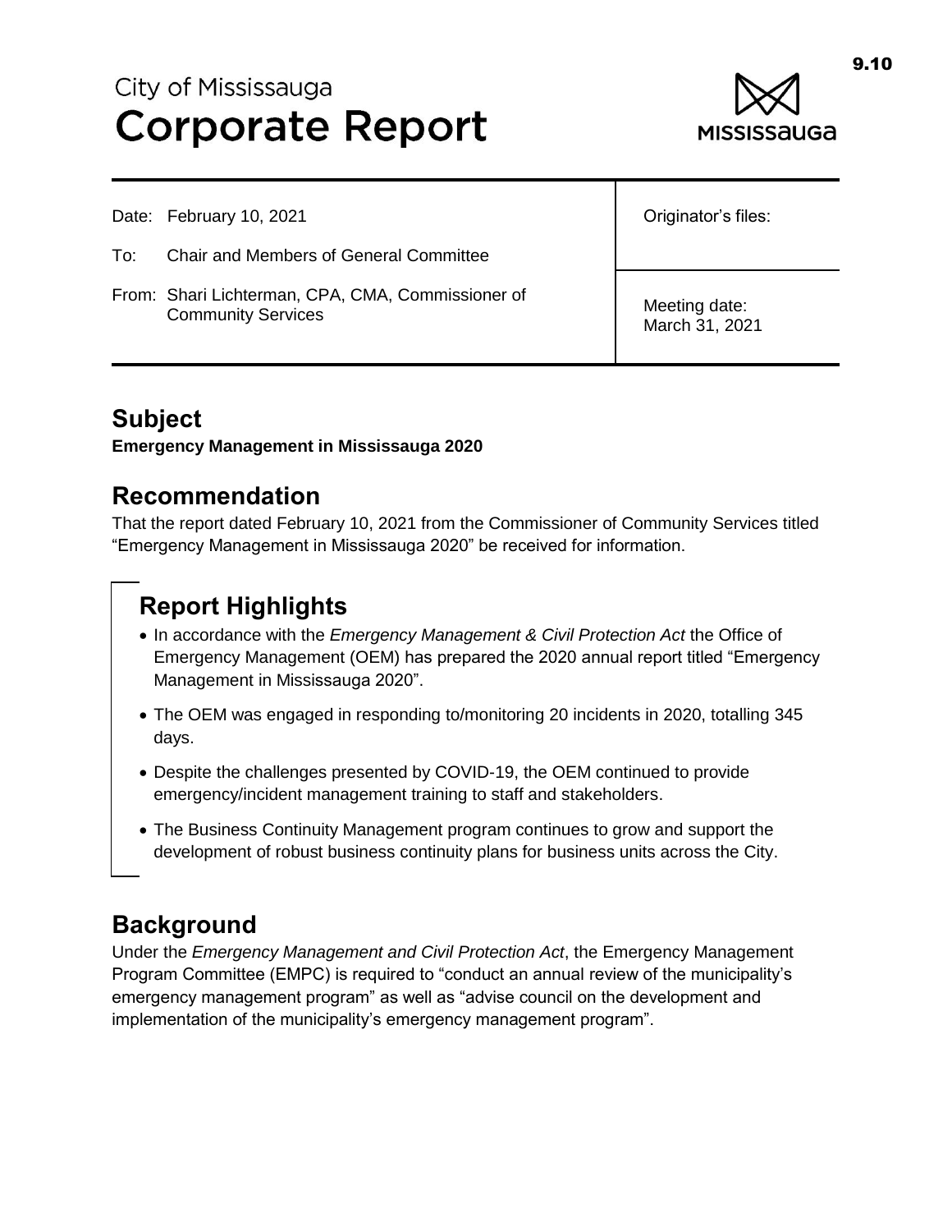# City of Mississauga
# Corporate Report

| | |
|---|---|
| Date: February 10, 2021 | Originator's files: |
| To: Chair and Members of General Committee | |
| From: Shari Lichterman, CPA, CMA, Commissioner of Community Services | Meeting date: March 31, 2021 |

## Subject

**Emergency Management in Mississauga 2020**

## Recommendation

That the report dated February 10, 2021 from the Commissioner of Community Services titled "Emergency Management in Mississauga 2020" be received for information.

## Report Highlights

- In accordance with the *Emergency Management & Civil Protection Act* the Office of Emergency Management (OEM) has prepared the 2020 annual report titled "Emergency Management in Mississauga 2020".
- The OEM was engaged in responding to/monitoring 20 incidents in 2020, totalling 345 days.
- Despite the challenges presented by COVID-19, the OEM continued to provide emergency/incident management training to staff and stakeholders.
- The Business Continuity Management program continues to grow and support the development of robust business continuity plans for business units across the City.

## Background

Under the *Emergency Management and Civil Protection Act*, the Emergency Management Program Committee (EMPC) is required to "conduct an annual review of the municipality's emergency management program" as well as "advise council on the development and implementation of the municipality's emergency management program".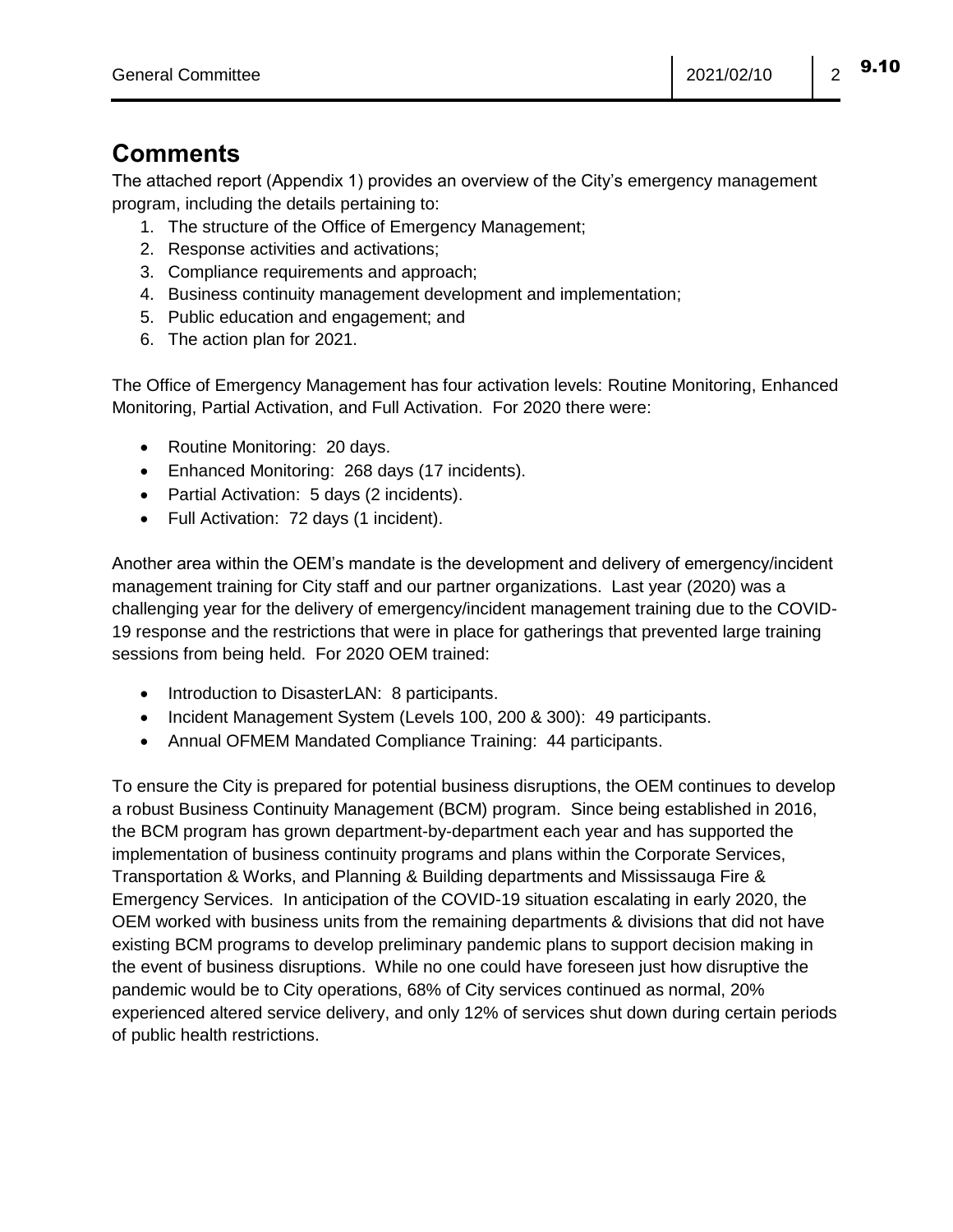## Comments

The attached report (Appendix 1) provides an overview of the City's emergency management program, including the details pertaining to:

1. The structure of the Office of Emergency Management;
2. Response activities and activations;
3. Compliance requirements and approach;
4. Business continuity management development and implementation;
5. Public education and engagement; and
6. The action plan for 2021.

The Office of Emergency Management has four activation levels: Routine Monitoring, Enhanced Monitoring, Partial Activation, and Full Activation. For 2020 there were:

- Routine Monitoring: 20 days.
- Enhanced Monitoring: 268 days (17 incidents).
- Partial Activation: 5 days (2 incidents).
- Full Activation: 72 days (1 incident).

Another area within the OEM's mandate is the development and delivery of emergency/incident management training for City staff and our partner organizations. Last year (2020) was a challenging year for the delivery of emergency/incident management training due to the COVID-19 response and the restrictions that were in place for gatherings that prevented large training sessions from being held. For 2020 OEM trained:

- Introduction to DisasterLAN: 8 participants.
- Incident Management System (Levels 100, 200 & 300): 49 participants.
- Annual OFMEM Mandated Compliance Training: 44 participants.

To ensure the City is prepared for potential business disruptions, the OEM continues to develop a robust Business Continuity Management (BCM) program. Since being established in 2016, the BCM program has grown department-by-department each year and has supported the implementation of business continuity programs and plans within the Corporate Services, Transportation & Works, and Planning & Building departments and Mississauga Fire & Emergency Services. In anticipation of the COVID-19 situation escalating in early 2020, the OEM worked with business units from the remaining departments & divisions that did not have existing BCM programs to develop preliminary pandemic plans to support decision making in the event of business disruptions. While no one could have foreseen just how disruptive the pandemic would be to City operations, 68% of City services continued as normal, 20% experienced altered service delivery, and only 12% of services shut down during certain periods of public health restrictions.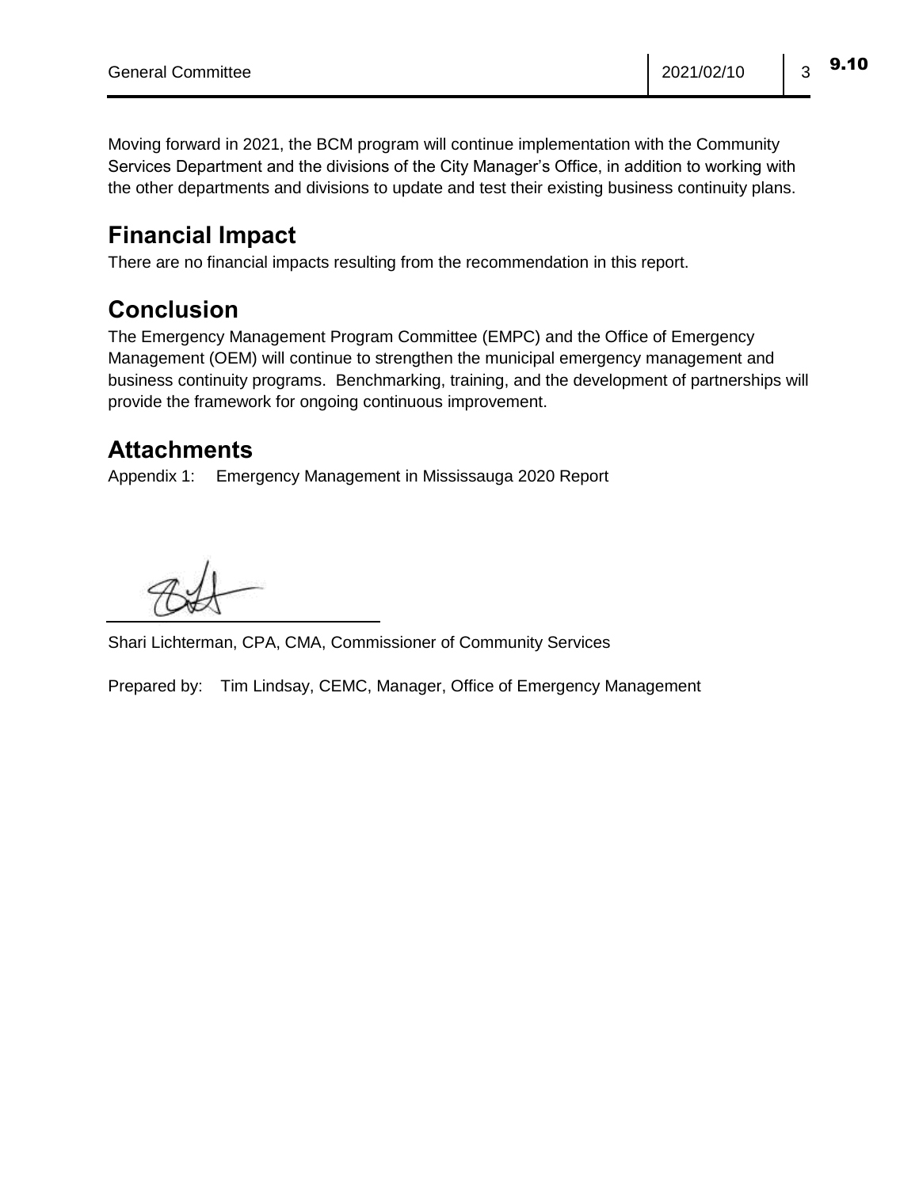Moving forward in 2021, the BCM program will continue implementation with the Community Services Department and the divisions of the City Manager's Office, in addition to working with the other departments and divisions to update and test their existing business continuity plans.

## Financial Impact

There are no financial impacts resulting from the recommendation in this report.

## Conclusion

The Emergency Management Program Committee (EMPC) and the Office of Emergency Management (OEM) will continue to strengthen the municipal emergency management and business continuity programs. Benchmarking, training, and the development of partnerships will provide the framework for ongoing continuous improvement.

## Attachments

Appendix 1: Emergency Management in Mississauga 2020 Report

Shari Lichterman, CPA, CMA, Commissioner of Community Services

Prepared by: Tim Lindsay, CEMC, Manager, Office of Emergency Management